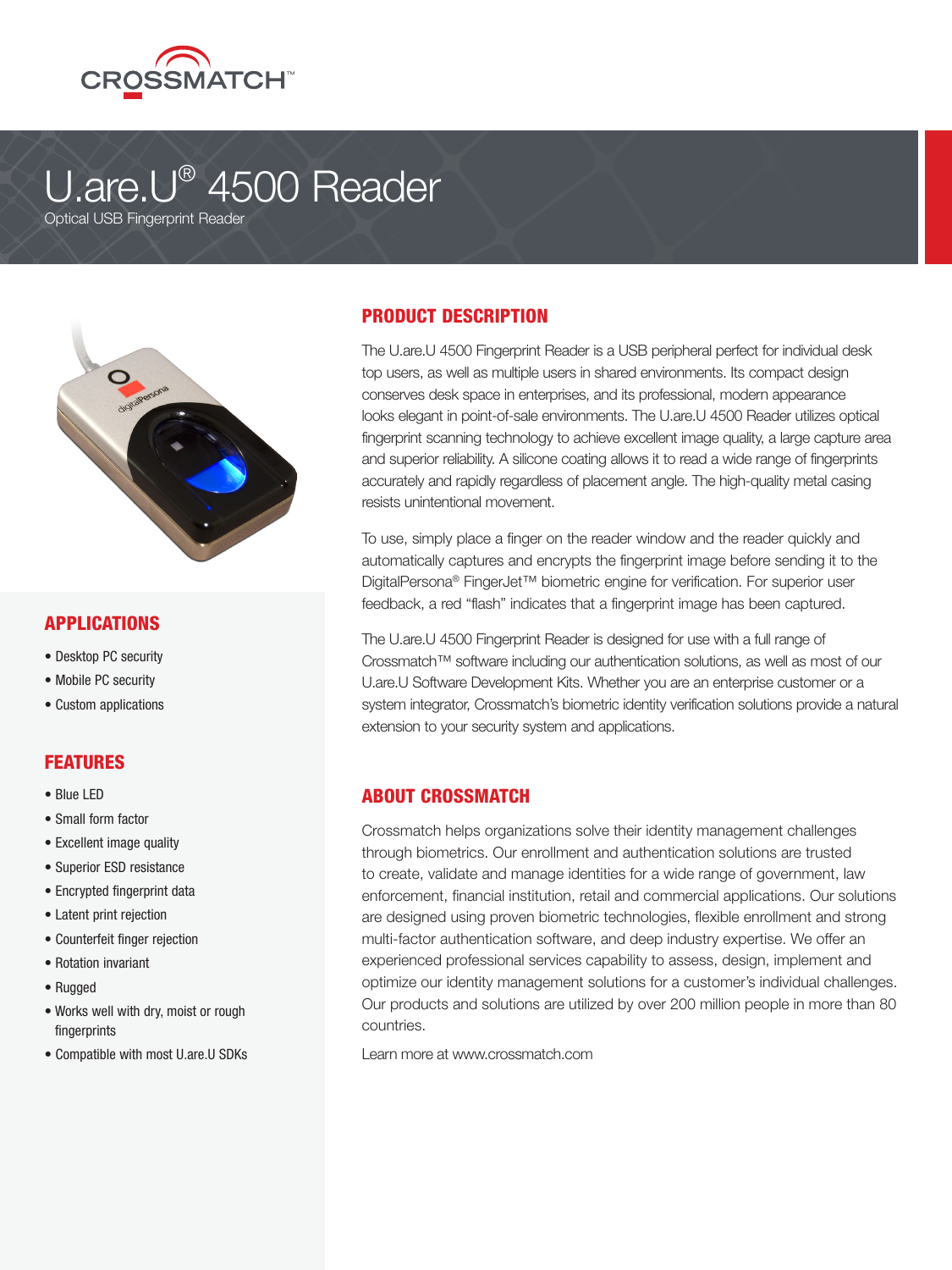CROSSMATCH™

# U.are.U® 4500 Reader

Optical USB Fingerprint Reader

## APPLICATIONS

- Desktop PC security
- Mobile PC security
- Custom applications

## FEATURES

- Blue LED
- Small form factor
- Excellent image quality
- Superior ESD resistance
- Encrypted fingerprint data
- Latent print rejection
- Counterfeit finger rejection
- Rotation invariant
- Rugged
- Works well with dry, moist or rough fingerprints
- Compatible with most U.are.U SDKs

## PRODUCT DESCRIPTION

The U.are.U 4500 Fingerprint Reader is a USB peripheral perfect for individual desk top users, as well as multiple users in shared environments. Its compact design conserves desk space in enterprises, and its professional, modern appearance looks elegant in point-of-sale environments. The U.are.U 4500 Reader utilizes optical fingerprint scanning technology to achieve excellent image quality, a large capture area and superior reliability. A silicone coating allows it to read a wide range of fingerprints accurately and rapidly regardless of placement angle. The high-quality metal casing resists unintentional movement.

To use, simply place a finger on the reader window and the reader quickly and automatically captures and encrypts the fingerprint image before sending it to the DigitalPersona® FingerJet™ biometric engine for verification. For superior user feedback, a red "flash" indicates that a fingerprint image has been captured.

The U.are.U 4500 Fingerprint Reader is designed for use with a full range of Crossmatch™ software including our authentication solutions, as well as most of our U.are.U Software Development Kits. Whether you are an enterprise customer or a system integrator, Crossmatch's biometric identity verification solutions provide a natural extension to your security system and applications.

## ABOUT CROSSMATCH

Crossmatch helps organizations solve their identity management challenges through biometrics. Our enrollment and authentication solutions are trusted to create, validate and manage identities for a wide range of government, law enforcement, financial institution, retail and commercial applications. Our solutions are designed using proven biometric technologies, flexible enrollment and strong multi-factor authentication software, and deep industry expertise. We offer an experienced professional services capability to assess, design, implement and optimize our identity management solutions for a customer's individual challenges. Our products and solutions are utilized by over 200 million people in more than 80 countries.

Learn more at www.crossmatch.com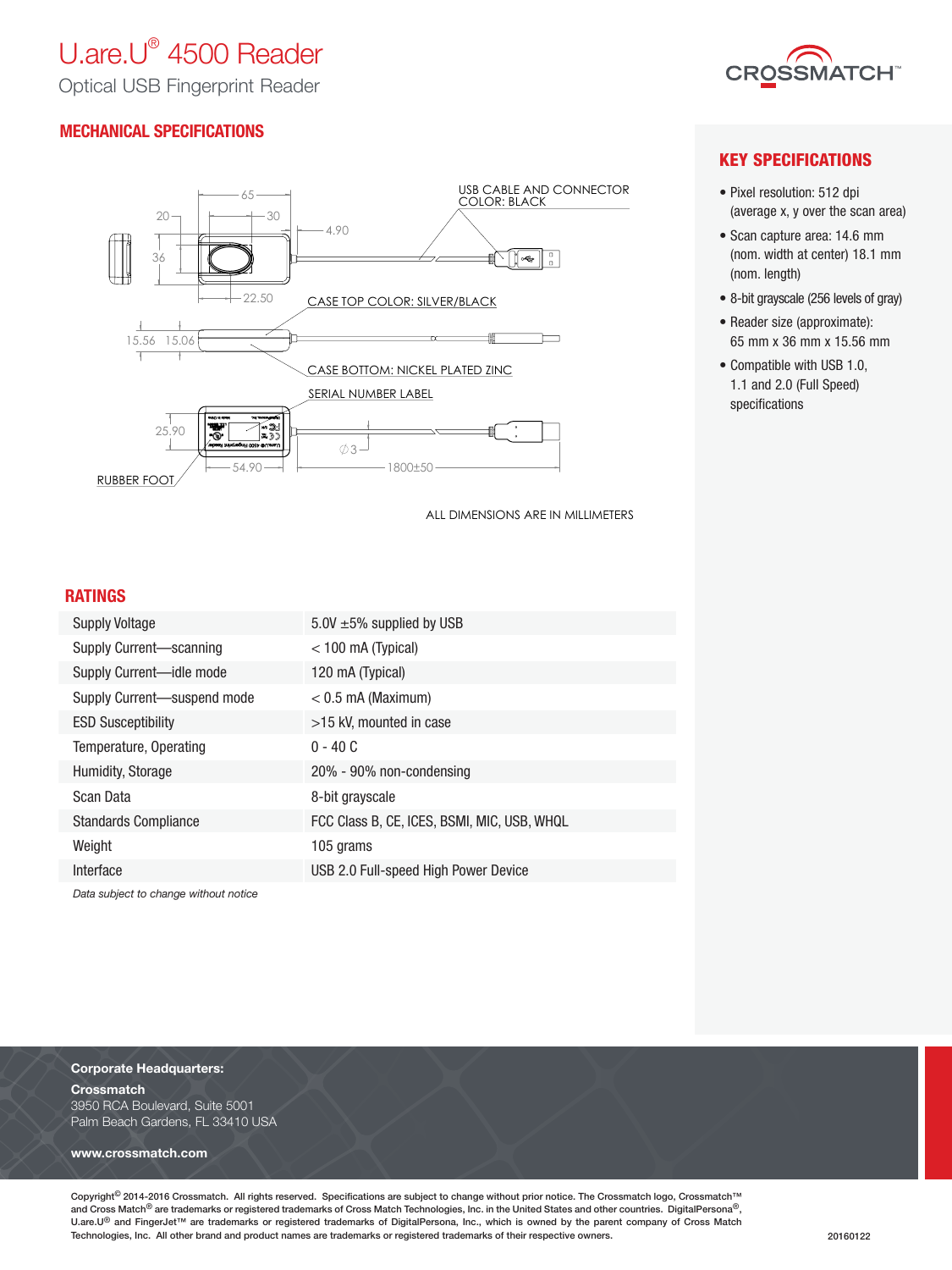# U.are.U® 4500 Reader

Optical USB Fingerprint Reader

CROSSMATCH™

## MECHANICAL SPECIFICATIONS

65
20
30
4.90
36
22.50
USB CABLE AND CONNECTOR COLOR: BLACK
CASE TOP COLOR: SILVER/BLACK
15.56 15.06
CASE BOTTOM: NICKEL PLATED ZINC
SERIAL NUMBER LABEL
25.90
∅3
54.90
1800±50
RUBBER FOOT

ALL DIMENSIONS ARE IN MILLIMETERS

## KEY SPECIFICATIONS

- Pixel resolution: 512 dpi (average x, y over the scan area)
- Scan capture area: 14.6 mm (nom. width at center) 18.1 mm (nom. length)
- 8-bit grayscale (256 levels of gray)
- Reader size (approximate): 65 mm x 36 mm x 15.56 mm
- Compatible with USB 1.0, 1.1 and 2.0 (Full Speed) specifications

## RATINGS

| | |
|---|---|
| Supply Voltage | 5.0V ±5% supplied by USB |
| Supply Current—scanning | < 100 mA (Typical) |
| Supply Current—idle mode | 120 mA (Typical) |
| Supply Current—suspend mode | < 0.5 mA (Maximum) |
| ESD Susceptibility | >15 kV, mounted in case |
| Temperature, Operating | 0 - 40 C |
| Humidity, Storage | 20% - 90% non-condensing |
| Scan Data | 8-bit grayscale |
| Standards Compliance | FCC Class B, CE, ICES, BSMI, MIC, USB, WHQL |
| Weight | 105 grams |
| Interface | USB 2.0 Full-speed High Power Device |

*Data subject to change without notice*

**Corporate Headquarters:**

**Crossmatch**
3950 RCA Boulevard, Suite 5001
Palm Beach Gardens, FL 33410 USA

**www.crossmatch.com**

Copyright© 2014-2016 Crossmatch. All rights reserved. Specifications are subject to change without prior notice. The Crossmatch logo, Crossmatch™ and Cross Match® are trademarks or registered trademarks of Cross Match Technologies, Inc. in the United States and other countries. DigitalPersona®, U.are.U® and FingerJet™ are trademarks or registered trademarks of DigitalPersona, Inc., which is owned by the parent company of Cross Match Technologies, Inc. All other brand and product names are trademarks or registered trademarks of their respective owners.

20160122